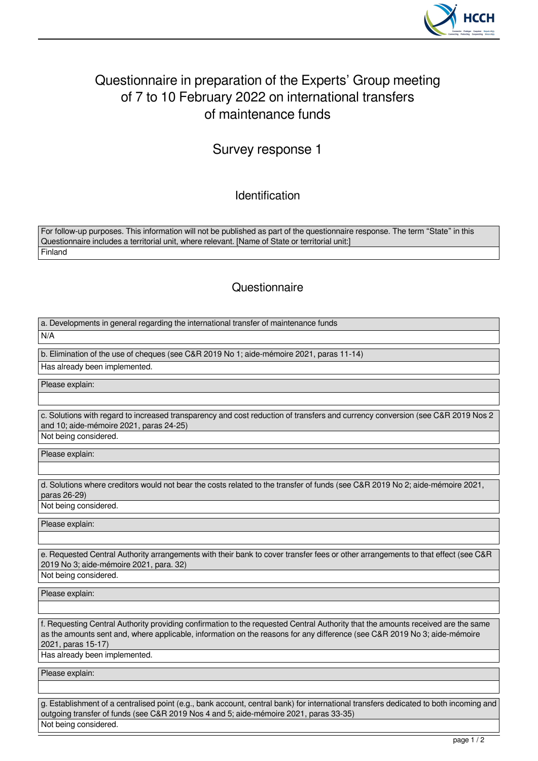# Questionnaire in preparation of the Experts' Group meeting of 7 to 10 February 2022 on international transfers of maintenance funds

## Survey response 1

### Identification

| |
|---|
| For follow-up purposes. This information will not be published as part of the questionnaire response. The term "State" in this Questionnaire includes a territorial unit, where relevant. [Name of State or territorial unit:] |
| Finland |

### Questionnaire

| |
|---|
| a. Developments in general regarding the international transfer of maintenance funds |
| N/A |

| |
|---|
| b. Elimination of the use of cheques (see C&R 2019 No 1; aide-mémoire 2021, paras 11-14) |
| Has already been implemented. |

| |
|---|
| Please explain: |
| |

| |
|---|
| c. Solutions with regard to increased transparency and cost reduction of transfers and currency conversion (see C&R 2019 Nos 2 and 10; aide-mémoire 2021, paras 24-25) |
| Not being considered. |

| |
|---|
| Please explain: |
| |

| |
|---|
| d. Solutions where creditors would not bear the costs related to the transfer of funds (see C&R 2019 No 2; aide-mémoire 2021, paras 26-29) |
| Not being considered. |

| |
|---|
| Please explain: |
| |

| |
|---|
| e. Requested Central Authority arrangements with their bank to cover transfer fees or other arrangements to that effect (see C&R 2019 No 3; aide-mémoire 2021, para. 32) |
| Not being considered. |

| |
|---|
| Please explain: |
| |

| |
|---|
| f. Requesting Central Authority providing confirmation to the requested Central Authority that the amounts received are the same as the amounts sent and, where applicable, information on the reasons for any difference (see C&R 2019 No 3; aide-mémoire 2021, paras 15-17) |
| Has already been implemented. |

| |
|---|
| Please explain: |
| |

| |
|---|
| g. Establishment of a centralised point (e.g., bank account, central bank) for international transfers dedicated to both incoming and outgoing transfer of funds (see C&R 2019 Nos 4 and 5; aide-mémoire 2021, paras 33-35) |
| Not being considered. |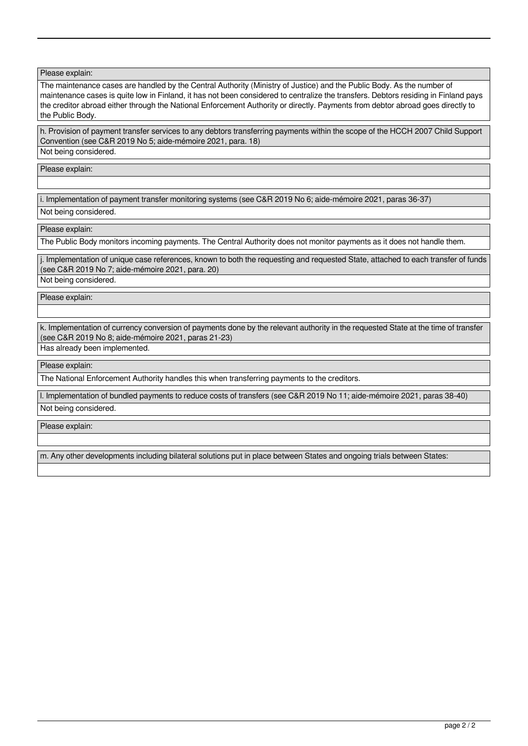Please explain:

The maintenance cases are handled by the Central Authority (Ministry of Justice) and the Public Body. As the number of maintenance cases is quite low in Finland, it has not been considered to centralize the transfers. Debtors residing in Finland pays the creditor abroad either through the National Enforcement Authority or directly. Payments from debtor abroad goes directly to the Public Body.

h. Provision of payment transfer services to any debtors transferring payments within the scope of the HCCH 2007 Child Support Convention (see C&R 2019 No 5; aide-mémoire 2021, para. 18)

Not being considered.

Please explain:

i. Implementation of payment transfer monitoring systems (see C&R 2019 No 6; aide-mémoire 2021, paras 36-37)

Not being considered.

Please explain:

The Public Body monitors incoming payments. The Central Authority does not monitor payments as it does not handle them.

j. Implementation of unique case references, known to both the requesting and requested State, attached to each transfer of funds (see C&R 2019 No 7; aide-mémoire 2021, para. 20)

Not being considered.

Please explain:

k. Implementation of currency conversion of payments done by the relevant authority in the requested State at the time of transfer (see C&R 2019 No 8; aide-mémoire 2021, paras 21-23)

Has already been implemented.

Please explain:

The National Enforcement Authority handles this when transferring payments to the creditors.

l. Implementation of bundled payments to reduce costs of transfers (see C&R 2019 No 11; aide-mémoire 2021, paras 38-40)

Not being considered.

Please explain:

m. Any other developments including bilateral solutions put in place between States and ongoing trials between States: